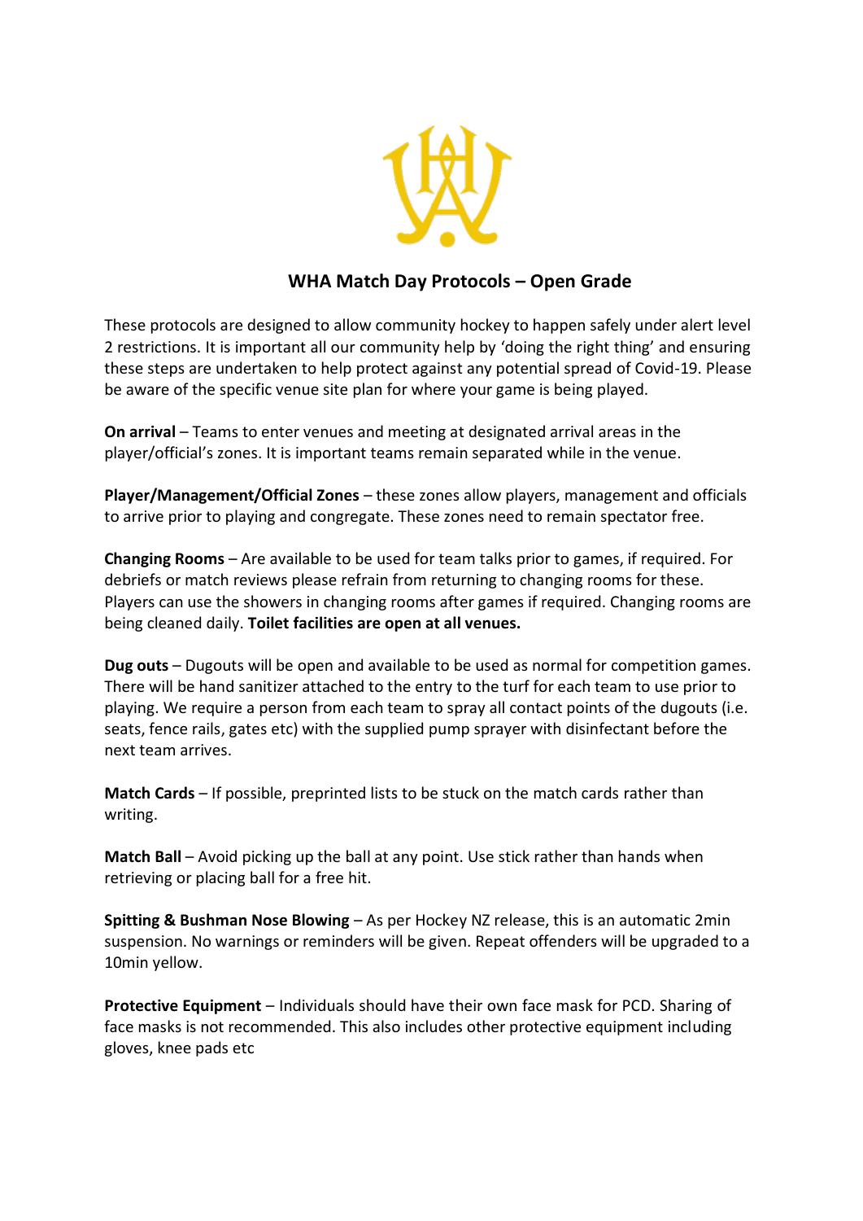## WHA Match Day Protocols – Open Grade

These protocols are designed to allow community hockey to happen safely under alert level 2 restrictions. It is important all our community help by 'doing the right thing' and ensuring these steps are undertaken to help protect against any potential spread of Covid-19. Please be aware of the specific venue site plan for where your game is being played.

**On arrival** – Teams to enter venues and meeting at designated arrival areas in the player/official's zones. It is important teams remain separated while in the venue.

**Player/Management/Official Zones** – these zones allow players, management and officials to arrive prior to playing and congregate. These zones need to remain spectator free.

**Changing Rooms** – Are available to be used for team talks prior to games, if required. For debriefs or match reviews please refrain from returning to changing rooms for these. Players can use the showers in changing rooms after games if required. Changing rooms are being cleaned daily. **Toilet facilities are open at all venues.**

**Dug outs** – Dugouts will be open and available to be used as normal for competition games. There will be hand sanitizer attached to the entry to the turf for each team to use prior to playing. We require a person from each team to spray all contact points of the dugouts (i.e. seats, fence rails, gates etc) with the supplied pump sprayer with disinfectant before the next team arrives.

**Match Cards** – If possible, preprinted lists to be stuck on the match cards rather than writing.

**Match Ball** – Avoid picking up the ball at any point. Use stick rather than hands when retrieving or placing ball for a free hit.

**Spitting & Bushman Nose Blowing** – As per Hockey NZ release, this is an automatic 2min suspension. No warnings or reminders will be given. Repeat offenders will be upgraded to a 10min yellow.

**Protective Equipment** – Individuals should have their own face mask for PCD. Sharing of face masks is not recommended. This also includes other protective equipment including gloves, knee pads etc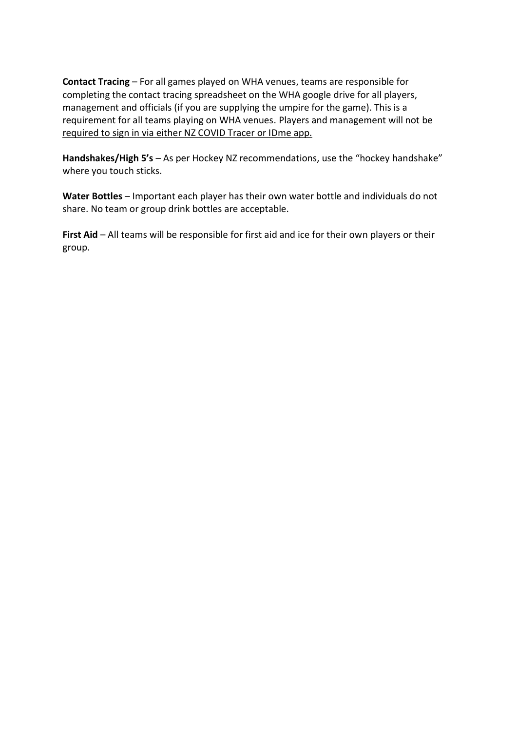**Contact Tracing** – For all games played on WHA venues, teams are responsible for completing the contact tracing spreadsheet on the WHA google drive for all players, management and officials (if you are supplying the umpire for the game). This is a requirement for all teams playing on WHA venues. <u>Players and management will not be required to sign in via either NZ COVID Tracer or IDme app.</u>

**Handshakes/High 5's** – As per Hockey NZ recommendations, use the "hockey handshake" where you touch sticks.

**Water Bottles** – Important each player has their own water bottle and individuals do not share. No team or group drink bottles are acceptable.

**First Aid** – All teams will be responsible for first aid and ice for their own players or their group.